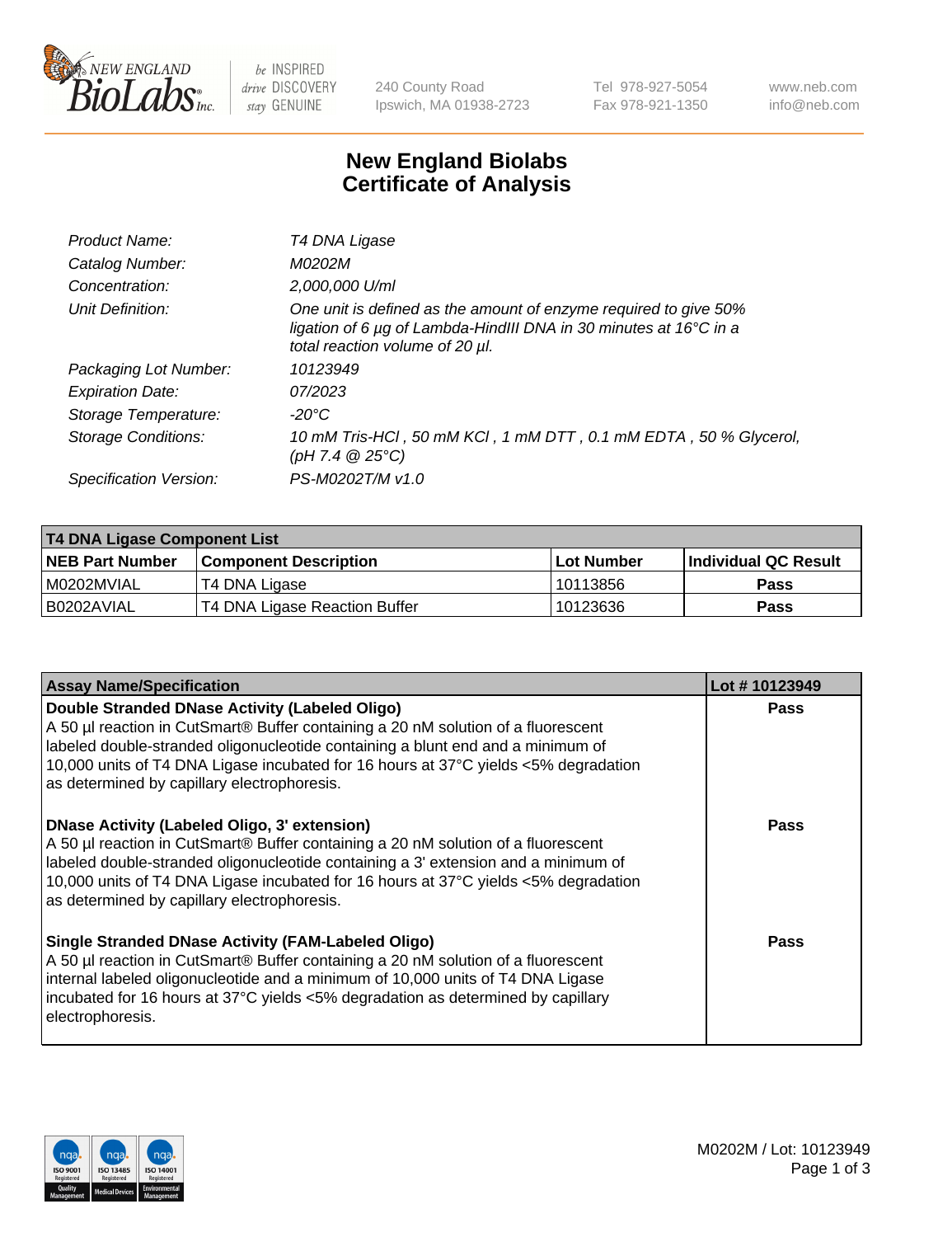New England Biolabs — be INSPIRED, drive DISCOVERY, stay GENUINE

240 County Road
Ipswich, MA 01938-2723

Tel 978-927-5054
Fax 978-921-1350

www.neb.com
info@neb.com

# New England Biolabs
# Certificate of Analysis

| | |
|---|---|
| *Product Name:* | *T4 DNA Ligase* |
| *Catalog Number:* | *M0202M* |
| *Concentration:* | *2,000,000 U/ml* |
| *Unit Definition:* | *One unit is defined as the amount of enzyme required to give 50% ligation of 6 µg of Lambda-HindIII DNA in 30 minutes at 16°C in a total reaction volume of 20 µl.* |
| *Packaging Lot Number:* | *10123949* |
| *Expiration Date:* | *07/2023* |
| *Storage Temperature:* | *-20°C* |
| *Storage Conditions:* | *10 mM Tris-HCl , 50 mM KCl , 1 mM DTT , 0.1 mM EDTA , 50 % Glycerol, (pH 7.4 @ 25°C)* |
| *Specification Version:* | *PS-M0202T/M v1.0* |

| T4 DNA Ligase Component List | | | |
|---|---|---|---|
| **NEB Part Number** | **Component Description** | **Lot Number** | **Individual QC Result** |
| M0202MVIAL | T4 DNA Ligase | 10113856 | **Pass** |
| B0202AVIAL | T4 DNA Ligase Reaction Buffer | 10123636 | **Pass** |

| Assay Name/Specification | Lot # 10123949 |
|---|---|
| **Double Stranded DNase Activity (Labeled Oligo)** A 50 µl reaction in CutSmart® Buffer containing a 20 nM solution of a fluorescent labeled double-stranded oligonucleotide containing a blunt end and a minimum of 10,000 units of T4 DNA Ligase incubated for 16 hours at 37°C yields <5% degradation as determined by capillary electrophoresis. | **Pass** |
| **DNase Activity (Labeled Oligo, 3' extension)** A 50 µl reaction in CutSmart® Buffer containing a 20 nM solution of a fluorescent labeled double-stranded oligonucleotide containing a 3' extension and a minimum of 10,000 units of T4 DNA Ligase incubated for 16 hours at 37°C yields <5% degradation as determined by capillary electrophoresis. | **Pass** |
| **Single Stranded DNase Activity (FAM-Labeled Oligo)** A 50 µl reaction in CutSmart® Buffer containing a 20 nM solution of a fluorescent internal labeled oligonucleotide and a minimum of 10,000 units of T4 DNA Ligase incubated for 16 hours at 37°C yields <5% degradation as determined by capillary electrophoresis. | **Pass** |

M0202M / Lot: 10123949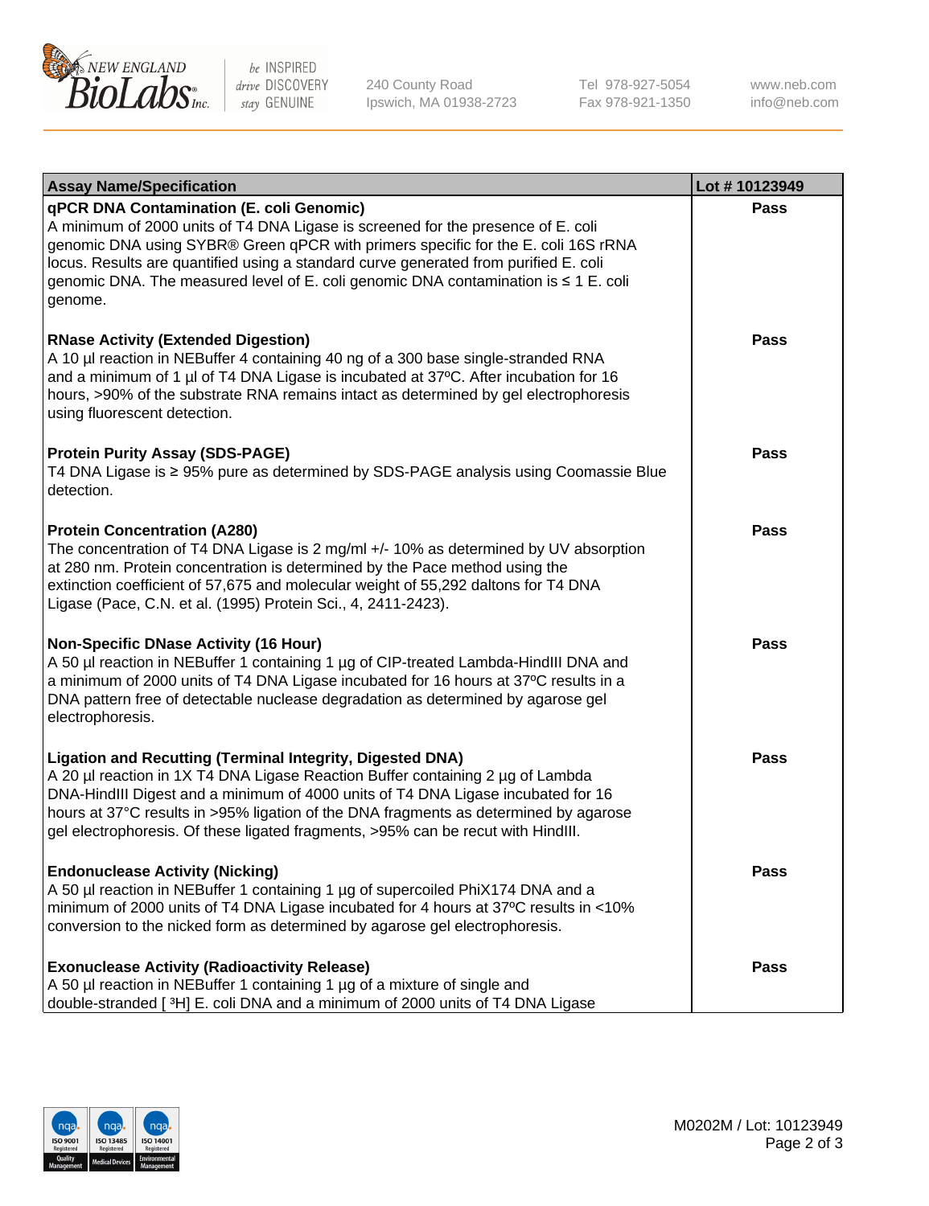| Assay Name/Specification | Lot # 10123949 |
|---|---|
| **qPCR DNA Contamination (E. coli Genomic)**<br>A minimum of 2000 units of T4 DNA Ligase is screened for the presence of E. coli genomic DNA using SYBR® Green qPCR with primers specific for the E. coli 16S rRNA locus. Results are quantified using a standard curve generated from purified E. coli genomic DNA. The measured level of E. coli genomic DNA contamination is ≤ 1 E. coli genome. | Pass |
| **RNase Activity (Extended Digestion)**<br>A 10 µl reaction in NEBuffer 4 containing 40 ng of a 300 base single-stranded RNA and a minimum of 1 µl of T4 DNA Ligase is incubated at 37ºC. After incubation for 16 hours, >90% of the substrate RNA remains intact as determined by gel electrophoresis using fluorescent detection. | Pass |
| **Protein Purity Assay (SDS-PAGE)**<br>T4 DNA Ligase is ≥ 95% pure as determined by SDS-PAGE analysis using Coomassie Blue detection. | Pass |
| **Protein Concentration (A280)**<br>The concentration of T4 DNA Ligase is 2 mg/ml +/- 10% as determined by UV absorption at 280 nm. Protein concentration is determined by the Pace method using the extinction coefficient of 57,675 and molecular weight of 55,292 daltons for T4 DNA Ligase (Pace, C.N. et al. (1995) Protein Sci., 4, 2411-2423). | Pass |
| **Non-Specific DNase Activity (16 Hour)**<br>A 50 µl reaction in NEBuffer 1 containing 1 µg of CIP-treated Lambda-HindIII DNA and a minimum of 2000 units of T4 DNA Ligase incubated for 16 hours at 37ºC results in a DNA pattern free of detectable nuclease degradation as determined by agarose gel electrophoresis. | Pass |
| **Ligation and Recutting (Terminal Integrity, Digested DNA)**<br>A 20 µl reaction in 1X T4 DNA Ligase Reaction Buffer containing 2 µg of Lambda DNA-HindIII Digest and a minimum of 4000 units of T4 DNA Ligase incubated for 16 hours at 37°C results in >95% ligation of the DNA fragments as determined by agarose gel electrophoresis. Of these ligated fragments, >95% can be recut with HindIII. | Pass |
| **Endonuclease Activity (Nicking)**<br>A 50 µl reaction in NEBuffer 1 containing 1 µg of supercoiled PhiX174 DNA and a minimum of 2000 units of T4 DNA Ligase incubated for 4 hours at 37ºC results in <10% conversion to the nicked form as determined by agarose gel electrophoresis. | Pass |
| **Exonuclease Activity (Radioactivity Release)**<br>A 50 µl reaction in NEBuffer 1 containing 1 µg of a mixture of single and double-stranded [ $^3$H] E. coli DNA and a minimum of 2000 units of T4 DNA Ligase | Pass |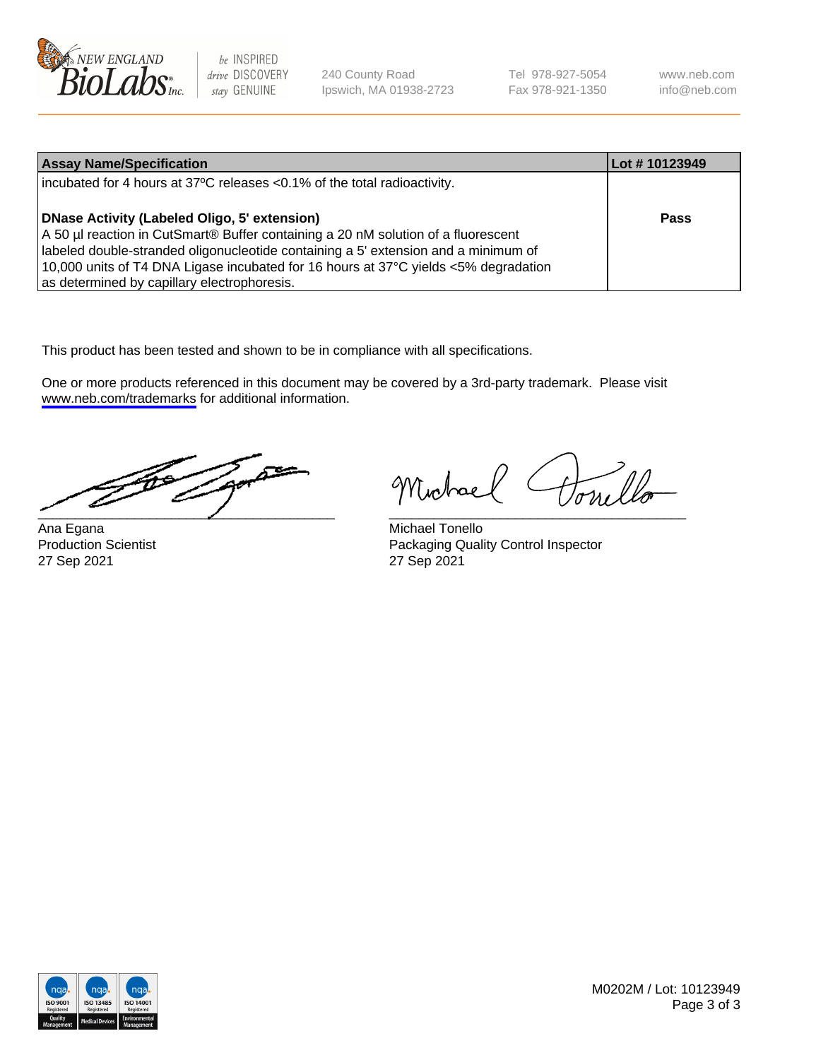| Assay Name/Specification | Lot # 10123949 |
|---|---|
| incubated for 4 hours at 37ºC releases <0.1% of the total radioactivity. | |
| **DNase Activity (Labeled Oligo, 5' extension)**<br>A 50 µl reaction in CutSmart® Buffer containing a 20 nM solution of a fluorescent labeled double-stranded oligonucleotide containing a 5' extension and a minimum of 10,000 units of T4 DNA Ligase incubated for 16 hours at 37°C yields <5% degradation as determined by capillary electrophoresis. | **Pass** |

This product has been tested and shown to be in compliance with all specifications.

One or more products referenced in this document may be covered by a 3rd-party trademark. Please visit www.neb.com/trademarks for additional information.

Ana Egana
Production Scientist
27 Sep 2021

Michael Tonello
Packaging Quality Control Inspector
27 Sep 2021

M0202M / Lot: 10123949